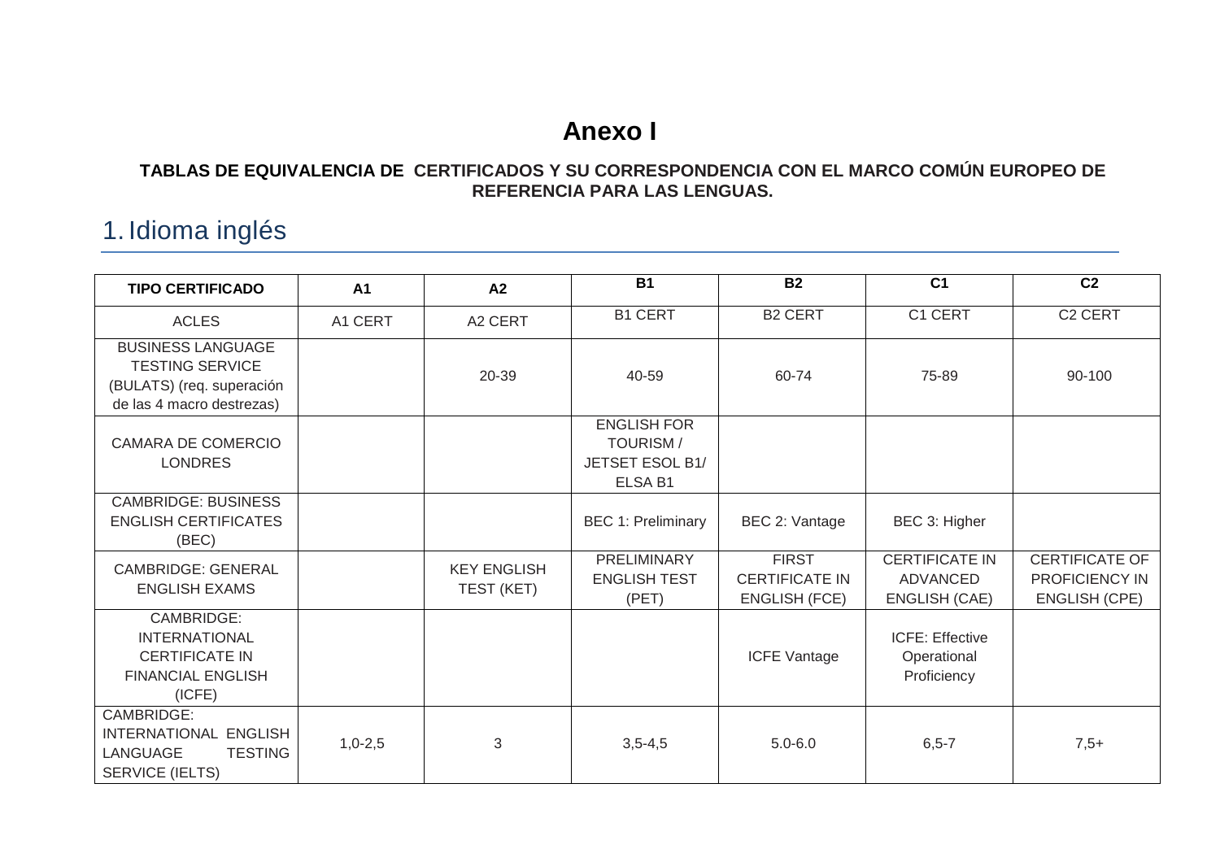# Anexo I

**TABLAS DE EQUIVALENCIA DE CERTIFICADOS Y SU CORRESPONDENCIA CON EL MARCO COMÚN EUROPEO DE REFERENCIA PARA LAS LENGUAS.**

## 1. Idioma inglés

| TIPO CERTIFICADO | A1 | A2 | B1 | B2 | C1 | C2 |
|---|---|---|---|---|---|---|
| ACLES | A1 CERT | A2 CERT | B1 CERT | B2 CERT | C1 CERT | C2 CERT |
| BUSINESS LANGUAGE TESTING SERVICE (BULATS) (req. superación de las 4 macro destrezas) | | 20-39 | 40-59 | 60-74 | 75-89 | 90-100 |
| CAMARA DE COMERCIO LONDRES | | | ENGLISH FOR TOURISM / JETSET ESOL B1/ ELSA B1 | | | |
| CAMBRIDGE: BUSINESS ENGLISH CERTIFICATES (BEC) | | | BEC 1: Preliminary | BEC 2: Vantage | BEC 3: Higher | |
| CAMBRIDGE: GENERAL ENGLISH EXAMS | | KEY ENGLISH TEST (KET) | PRELIMINARY ENGLISH TEST (PET) | FIRST CERTIFICATE IN ENGLISH (FCE) | CERTIFICATE IN ADVANCED ENGLISH (CAE) | CERTIFICATE OF PROFICIENCY IN ENGLISH (CPE) |
| CAMBRIDGE: INTERNATIONAL CERTIFICATE IN FINANCIAL ENGLISH (ICFE) | | | | ICFE Vantage | ICFE: Effective Operational Proficiency | |
| CAMBRIDGE: INTERNATIONAL ENGLISH LANGUAGE TESTING SERVICE (IELTS) | 1,0-2,5 | 3 | 3,5-4,5 | 5.0-6.0 | 6,5-7 | 7,5+ |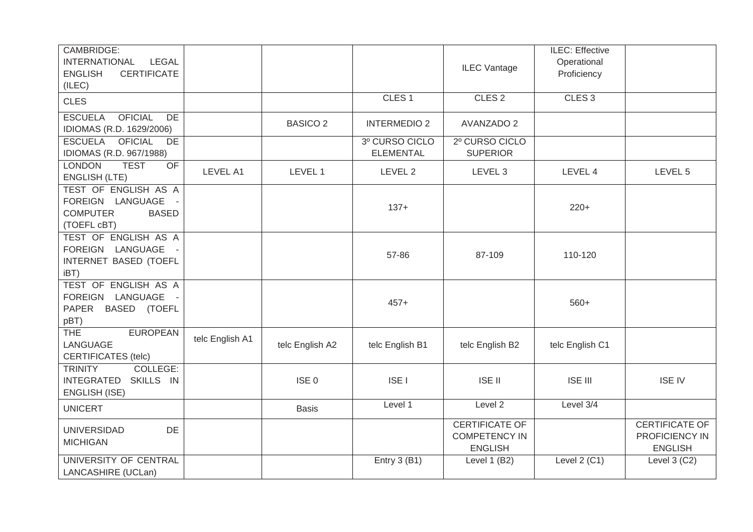| | | | | | | |
|---|---|---|---|---|---|---|
| CAMBRIDGE: INTERNATIONAL LEGAL ENGLISH CERTIFICATE (ILEC) | | | | ILEC Vantage | ILEC: Effective Operational Proficiency | |
| CLES | | | CLES 1 | CLES 2 | CLES 3 | |
| ESCUELA OFICIAL DE IDIOMAS (R.D. 1629/2006) | | BASICO 2 | INTERMEDIO 2 | AVANZADO 2 | | |
| ESCUELA OFICIAL DE IDIOMAS (R.D. 967/1988) | | | 3º CURSO CICLO ELEMENTAL | 2º CURSO CICLO SUPERIOR | | |
| LONDON TEST OF ENGLISH (LTE) | LEVEL A1 | LEVEL 1 | LEVEL 2 | LEVEL 3 | LEVEL 4 | LEVEL 5 |
| TEST OF ENGLISH AS A FOREIGN LANGUAGE - COMPUTER BASED (TOEFL cBT) | | | 137+ | | 220+ | |
| TEST OF ENGLISH AS A FOREIGN LANGUAGE - INTERNET BASED (TOEFL iBT) | | | 57-86 | 87-109 | 110-120 | |
| TEST OF ENGLISH AS A FOREIGN LANGUAGE - PAPER BASED (TOEFL pBT) | | | 457+ | | 560+ | |
| THE EUROPEAN LANGUAGE CERTIFICATES (telc) | telc English A1 | telc English A2 | telc English B1 | telc English B2 | telc English C1 | |
| TRINITY COLLEGE: INTEGRATED SKILLS IN ENGLISH (ISE) | | ISE 0 | ISE I | ISE II | ISE III | ISE IV |
| UNICERT | | Basis | Level 1 | Level 2 | Level 3/4 | |
| UNIVERSIDAD DE MICHIGAN | | | | CERTIFICATE OF COMPETENCY IN ENGLISH | | CERTIFICATE OF PROFICIENCY IN ENGLISH |
| UNIVERSITY OF CENTRAL LANCASHIRE (UCLan) | | | Entry 3 (B1) | Level 1 (B2) | Level 2 (C1) | Level 3 (C2) |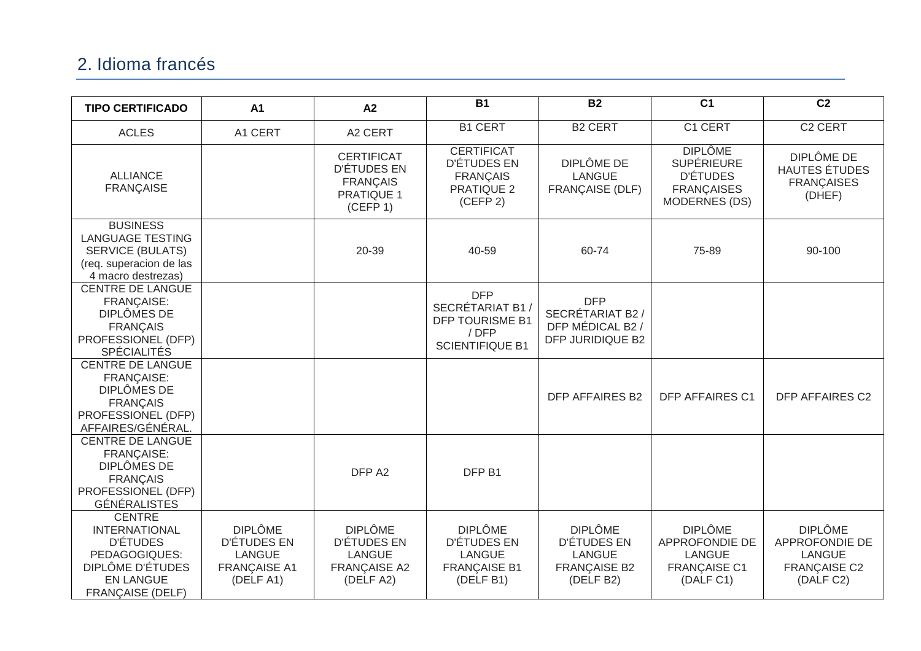## 2. Idioma francés

| TIPO CERTIFICADO | A1 | A2 | B1 | B2 | C1 | C2 |
|---|---|---|---|---|---|---|
| ACLES | A1 CERT | A2 CERT | B1 CERT | B2 CERT | C1 CERT | C2 CERT |
| ALLIANCE FRANÇAISE | | CERTIFICAT D'ÉTUDES EN FRANÇAIS PRATIQUE 1 (CEFP 1) | CERTIFICAT D'ÉTUDES EN FRANÇAIS PRATIQUE 2 (CEFP 2) | DIPLÔME DE LANGUE FRANÇAISE (DLF) | DIPLÔME SUPÉRIEURE D'ÉTUDES FRANÇAISES MODERNES (DS) | DIPLÔME DE HAUTES ÉTUDES FRANÇAISES (DHEF) |
| BUSINESS LANGUAGE TESTING SERVICE (BULATS) (req. superacion de las 4 macro destrezas) | | 20-39 | 40-59 | 60-74 | 75-89 | 90-100 |
| CENTRE DE LANGUE FRANÇAISE: DIPLÔMES DE FRANÇAIS PROFESSIONEL (DFP) SPÉCIALITÉS | | | DFP SECRÉTARIAT B1 / DFP TOURISME B1 / DFP SCIENTIFIQUE B1 | DFP SECRÉTARIAT B2 / DFP MÉDICAL B2 / DFP JURIDIQUE B2 | | |
| CENTRE DE LANGUE FRANÇAISE: DIPLÔMES DE FRANÇAIS PROFESSIONEL (DFP) AFFAIRES/GÉNÉRAL. | | | | DFP AFFAIRES B2 | DFP AFFAIRES C1 | DFP AFFAIRES C2 |
| CENTRE DE LANGUE FRANÇAISE: DIPLÔMES DE FRANÇAIS PROFESSIONEL (DFP) GÉNÉRALISTES | | DFP A2 | DFP B1 | | | |
| CENTRE INTERNATIONAL D'ÉTUDES PEDAGOGIQUES: DIPLÔME D'ÉTUDES EN LANGUE FRANÇAISE (DELF) | DIPLÔME D'ÉTUDES EN LANGUE FRANÇAISE A1 (DELF A1) | DIPLÔME D'ÉTUDES EN LANGUE FRANÇAISE A2 (DELF A2) | DIPLÔME D'ÉTUDES EN LANGUE FRANÇAISE B1 (DELF B1) | DIPLÔME D'ÉTUDES EN LANGUE FRANÇAISE B2 (DELF B2) | DIPLÔME APPROFONDIE DE LANGUE FRANÇAISE C1 (DALF C1) | DIPLÔME APPROFONDIE DE LANGUE FRANÇAISE C2 (DALF C2) |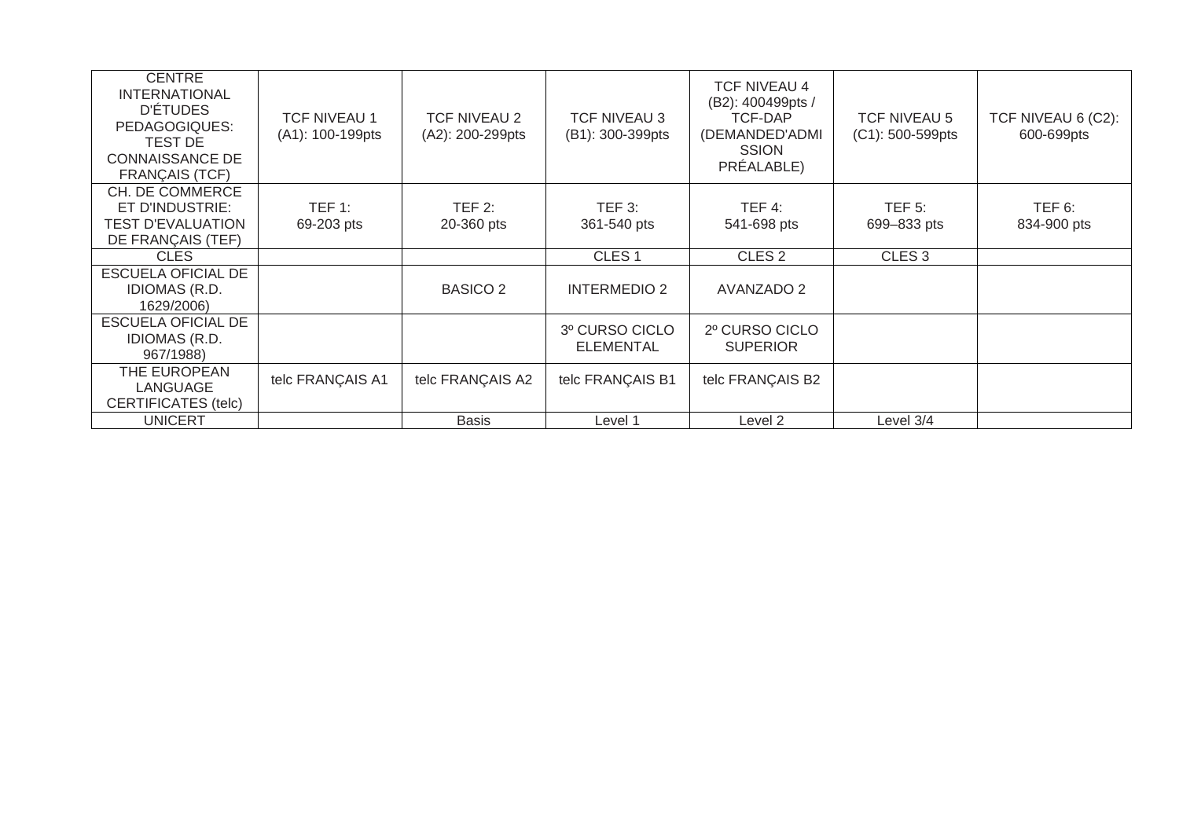| CENTRE INTERNATIONAL D'ÉTUDES PEDAGOGIQUES: TEST DE CONNAISSANCE DE FRANÇAIS (TCF) | TCF NIVEAU 1 (A1): 100-199pts | TCF NIVEAU 2 (A2): 200-299pts | TCF NIVEAU 3 (B1): 300-399pts | TCF NIVEAU 4 (B2): 400499pts / TCF-DAP (DEMANDED'ADMI SSION PRÉALABLE) | TCF NIVEAU 5 (C1): 500-599pts | TCF NIVEAU 6 (C2): 600-699pts |
|---|---|---|---|---|---|---|
| CH. DE COMMERCE ET D'INDUSTRIE: TEST D'EVALUATION DE FRANÇAIS (TEF) | TEF 1: 69-203 pts | TEF 2: 20-360 pts | TEF 3: 361-540 pts | TEF 4: 541-698 pts | TEF 5: 699–833 pts | TEF 6: 834-900 pts |
| CLES | | | CLES 1 | CLES 2 | CLES 3 | |
| ESCUELA OFICIAL DE IDIOMAS (R.D. 1629/2006) | | BASICO 2 | INTERMEDIO 2 | AVANZADO 2 | | |
| ESCUELA OFICIAL DE IDIOMAS (R.D. 967/1988) | | | 3º CURSO CICLO ELEMENTAL | 2º CURSO CICLO SUPERIOR | | |
| THE EUROPEAN LANGUAGE CERTIFICATES (telc) | telc FRANÇAIS A1 | telc FRANÇAIS A2 | telc FRANÇAIS B1 | telc FRANÇAIS B2 | | |
| UNICERT | | Basis | Level 1 | Level 2 | Level 3/4 | |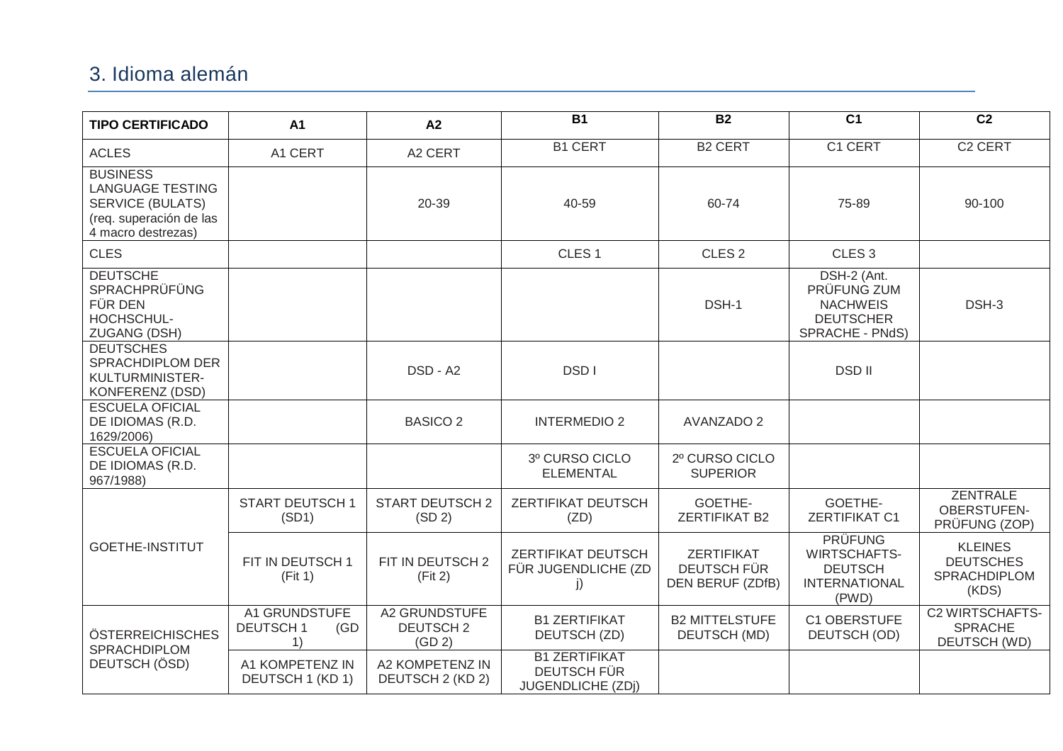## 3. Idioma alemán

| TIPO CERTIFICADO | A1 | A2 | B1 | B2 | C1 | C2 |
|---|---|---|---|---|---|---|
| ACLES | A1 CERT | A2 CERT | B1 CERT | B2 CERT | C1 CERT | C2 CERT |
| BUSINESS LANGUAGE TESTING SERVICE (BULATS) (req. superación de las 4 macro destrezas) | | 20-39 | 40-59 | 60-74 | 75-89 | 90-100 |
| CLES | | | CLES 1 | CLES 2 | CLES 3 | |
| DEUTSCHE SPRACHPRÜFÜNG FÜR DEN HOCHSCHUL-ZUGANG (DSH) | | | | DSH-1 | DSH-2 (Ant. PRÜFUNG ZUM NACHWEIS DEUTSCHER SPRACHE - PNdS) | DSH-3 |
| DEUTSCHES SPRACHDIPLOM DER KULTURMINISTER-KONFERENZ (DSD) | | DSD - A2 | DSD I | | DSD II | |
| ESCUELA OFICIAL DE IDIOMAS (R.D. 1629/2006) | | BASICO 2 | INTERMEDIO 2 | AVANZADO 2 | | |
| ESCUELA OFICIAL DE IDIOMAS (R.D. 967/1988) | | | 3º CURSO CICLO ELEMENTAL | 2º CURSO CICLO SUPERIOR | | |
| GOETHE-INSTITUT | START DEUTSCH 1 (SD1) | START DEUTSCH 2 (SD 2) | ZERTIFIKAT DEUTSCH (ZD) | GOETHE-ZERTIFIKAT B2 | GOETHE-ZERTIFIKAT C1 | ZENTRALE OBERSTUFEN-PRÜFUNG (ZOP) |
| | FIT IN DEUTSCH 1 (Fit 1) | FIT IN DEUTSCH 2 (Fit 2) | ZERTIFIKAT DEUTSCH FÜR JUGENDLICHE (ZD j) | ZERTIFIKAT DEUTSCH FÜR DEN BERUF (ZDfB) | PRÜFUNG WIRTSCHAFTS-DEUTSCH INTERNATIONAL (PWD) | KLEINES DEUTSCHES SPRACHDIPLOM (KDS) |
| ÖSTERREICHISCHES SPRACHDIPLOM DEUTSCH (ÖSD) | A1 GRUNDSTUFE DEUTSCH 1 (GD 1) | A2 GRUNDSTUFE DEUTSCH 2 (GD 2) | B1 ZERTIFIKAT DEUTSCH (ZD) | B2 MITTELSTUFE DEUTSCH (MD) | C1 OBERSTUFE DEUTSCH (OD) | C2 WIRTSCHAFTS-SPRACHE DEUTSCH (WD) |
| | A1 KOMPETENZ IN DEUTSCH 1 (KD 1) | A2 KOMPETENZ IN DEUTSCH 2 (KD 2) | B1 ZERTIFIKAT DEUTSCH FÜR JUGENDLICHE (ZDj) | | | |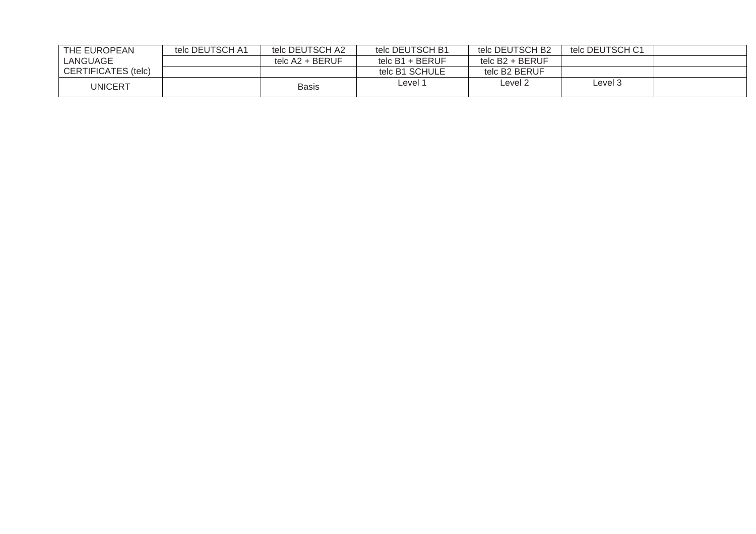| THE EUROPEAN LANGUAGE CERTIFICATES (telc) | telc DEUTSCH A1 | telc DEUTSCH A2 | telc DEUTSCH B1 | telc DEUTSCH B2 | telc DEUTSCH C1 | |
|---|---|---|---|---|---|---|
| | | telc A2 + BERUF | telc B1 + BERUF | telc B2 + BERUF | | |
| | | | telc B1 SCHULE | telc B2 BERUF | | |
| UNICERT | | Basis | Level 1 | Level 2 | Level 3 | |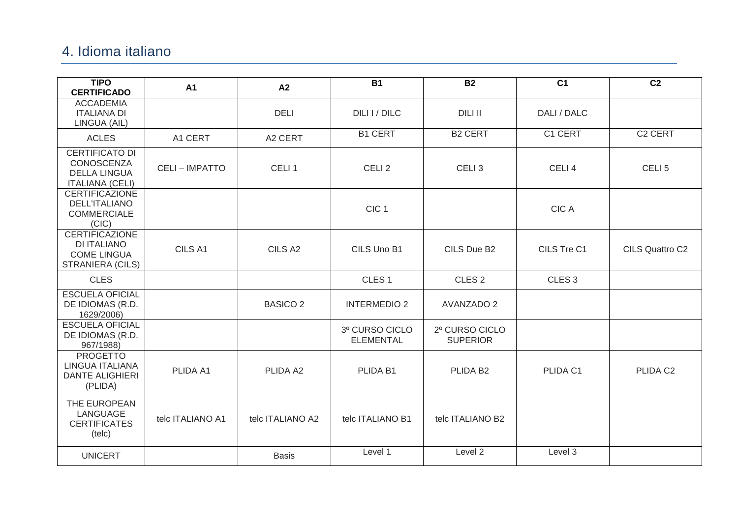## 4. Idioma italiano

| TIPO CERTIFICADO | A1 | A2 | B1 | B2 | C1 | C2 |
|---|---|---|---|---|---|---|
| ACCADEMIA ITALIANA DI LINGUA (AIL) | | DELI | DILI I / DILC | DILI II | DALI / DALC | |
| ACLES | A1 CERT | A2 CERT | B1 CERT | B2 CERT | C1 CERT | C2 CERT |
| CERTIFICATO DI CONOSCENZA DELLA LINGUA ITALIANA (CELI) | CELI – IMPATTO | CELI 1 | CELI 2 | CELI 3 | CELI 4 | CELI 5 |
| CERTIFICAZIONE DELL'ITALIANO COMMERCIALE (CIC) | | | CIC 1 | | CIC A | |
| CERTIFICAZIONE DI ITALIANO COME LINGUA STRANIERA (CILS) | CILS A1 | CILS A2 | CILS Uno B1 | CILS Due B2 | CILS Tre C1 | CILS Quattro C2 |
| CLES | | | CLES 1 | CLES 2 | CLES 3 | |
| ESCUELA OFICIAL DE IDIOMAS (R.D. 1629/2006) | | BASICO 2 | INTERMEDIO 2 | AVANZADO 2 | | |
| ESCUELA OFICIAL DE IDIOMAS (R.D. 967/1988) | | | 3º CURSO CICLO ELEMENTAL | 2º CURSO CICLO SUPERIOR | | |
| PROGETTO LINGUA ITALIANA DANTE ALIGHIERI (PLIDA) | PLIDA A1 | PLIDA A2 | PLIDA B1 | PLIDA B2 | PLIDA C1 | PLIDA C2 |
| THE EUROPEAN LANGUAGE CERTIFICATES (telc) | telc ITALIANO A1 | telc ITALIANO A2 | telc ITALIANO B1 | telc ITALIANO B2 | | |
| UNICERT | | Basis | Level 1 | Level 2 | Level 3 | |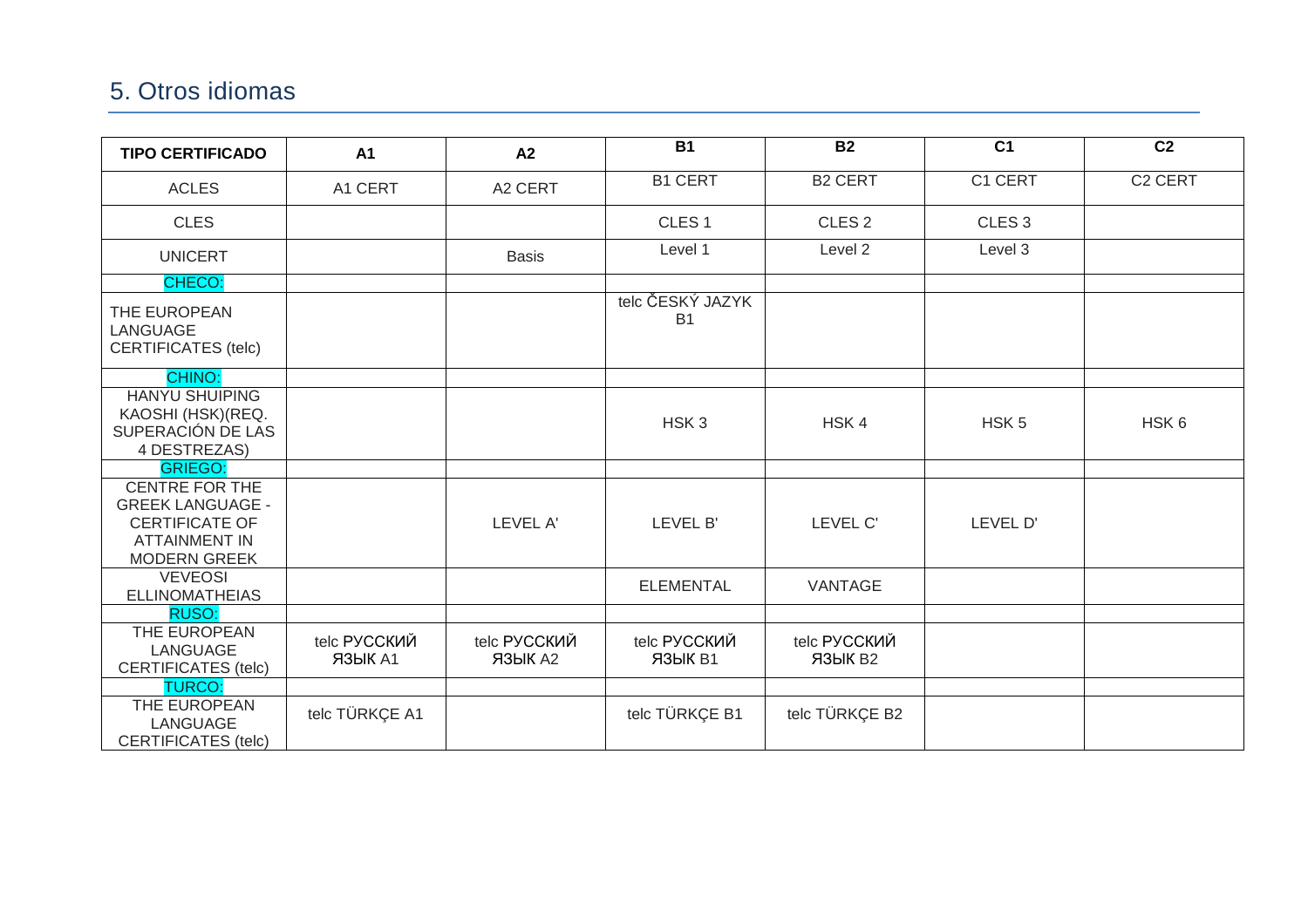## 5. Otros idiomas

| TIPO CERTIFICADO | A1 | A2 | B1 | B2 | C1 | C2 |
|---|---|---|---|---|---|---|
| ACLES | A1 CERT | A2 CERT | B1 CERT | B2 CERT | C1 CERT | C2 CERT |
| CLES | | | CLES 1 | CLES 2 | CLES 3 | |
| UNICERT | | Basis | Level 1 | Level 2 | Level 3 | |
| CHECO: | | | | | | |
| THE EUROPEAN LANGUAGE CERTIFICATES (telc) | | | telc ČESKÝ JAZYK B1 | | | |
| CHINO: | | | | | | |
| HANYU SHUIPING KAOSHI (HSK)(REQ. SUPERACIÓN DE LAS 4 DESTREZAS) | | | HSK 3 | HSK 4 | HSK 5 | HSK 6 |
| GRIEGO: | | | | | | |
| CENTRE FOR THE GREEK LANGUAGE - CERTIFICATE OF ATTAINMENT IN MODERN GREEK | | LEVEL A' | LEVEL B' | LEVEL C' | LEVEL D' | |
| VEVEOSI ELLINOMATHEIAS | | | ELEMENTAL | VANTAGE | | |
| RUSO: | | | | | | |
| THE EUROPEAN LANGUAGE CERTIFICATES (telc) | telc РУССКИЙ ЯЗЫК A1 | telc РУССКИЙ ЯЗЫК A2 | telc РУССКИЙ ЯЗЫК B1 | telc РУССКИЙ ЯЗЫК B2 | | |
| TURCO: | | | | | | |
| THE EUROPEAN LANGUAGE CERTIFICATES (telc) | telc TÜRKÇE A1 | | telc TÜRKÇE B1 | telc TÜRKÇE B2 | | |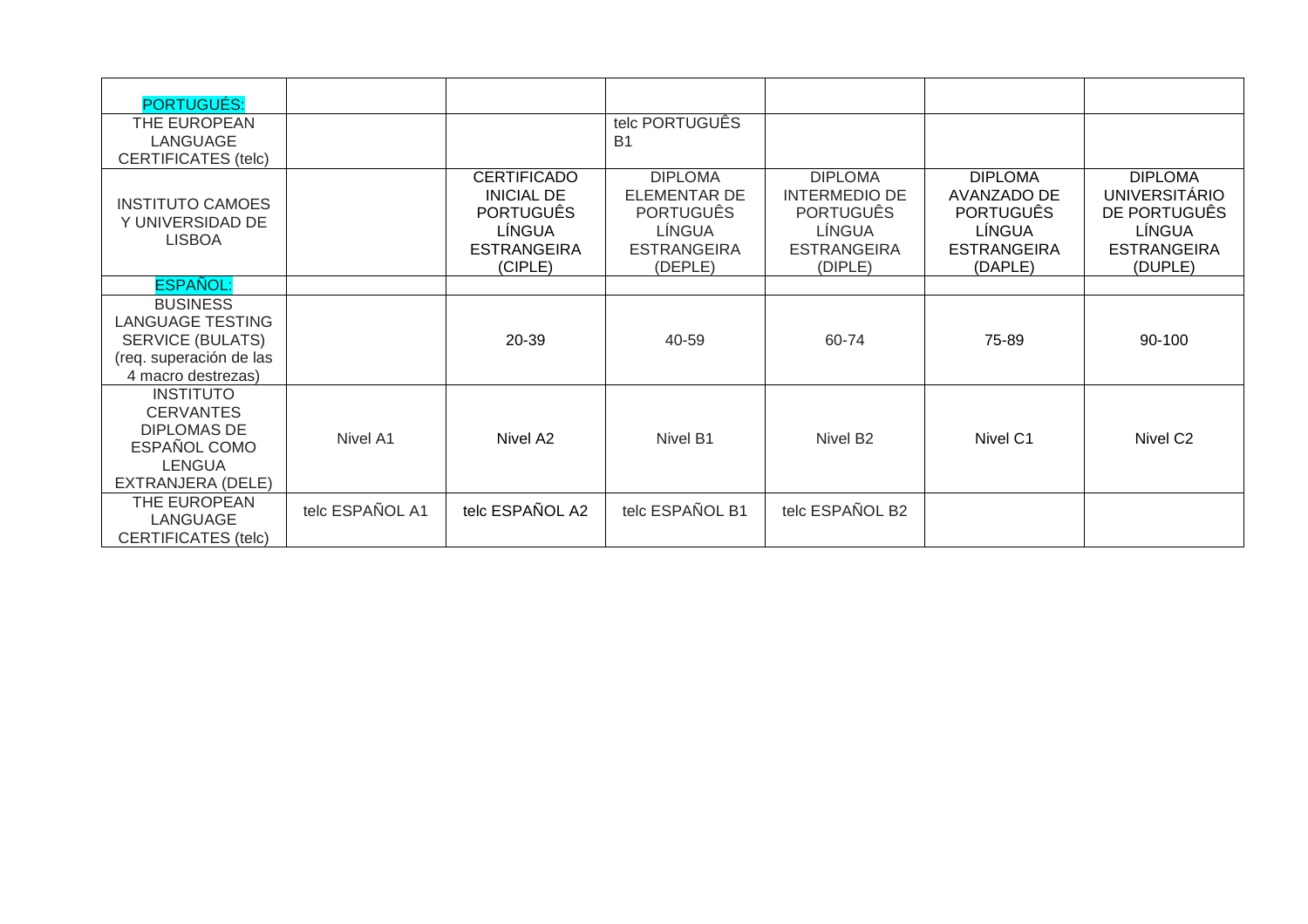| | | | | | | |
|---|---|---|---|---|---|---|
| PORTUGUÉS: | | | | | | |
| THE EUROPEAN LANGUAGE CERTIFICATES (telc) | | | telc PORTUGUÊS B1 | | | |
| INSTITUTO CAMOES Y UNIVERSIDAD DE LISBOA | | CERTIFICADO INICIAL DE PORTUGUÊS LÍNGUA ESTRANGEIRA (CIPLE) | DIPLOMA ELEMENTAR DE PORTUGUÊS LÍNGUA ESTRANGEIRA (DEPLE) | DIPLOMA INTERMEDIO DE PORTUGUÊS LÍNGUA ESTRANGEIRA (DIPLE) | DIPLOMA AVANZADO DE PORTUGUÊS LÍNGUA ESTRANGEIRA (DAPLE) | DIPLOMA UNIVERSITÁRIO DE PORTUGUÊS LÍNGUA ESTRANGEIRA (DUPLE) |
| ESPAÑOL: | | | | | | |
| BUSINESS LANGUAGE TESTING SERVICE (BULATS) (req. superación de las 4 macro destrezas) | | 20-39 | 40-59 | 60-74 | 75-89 | 90-100 |
| INSTITUTO CERVANTES DIPLOMAS DE ESPAÑOL COMO LENGUA EXTRANJERA (DELE) | Nivel A1 | Nivel A2 | Nivel B1 | Nivel B2 | Nivel C1 | Nivel C2 |
| THE EUROPEAN LANGUAGE CERTIFICATES (telc) | telc ESPAÑOL A1 | telc ESPAÑOL A2 | telc ESPAÑOL B1 | telc ESPAÑOL B2 | | |